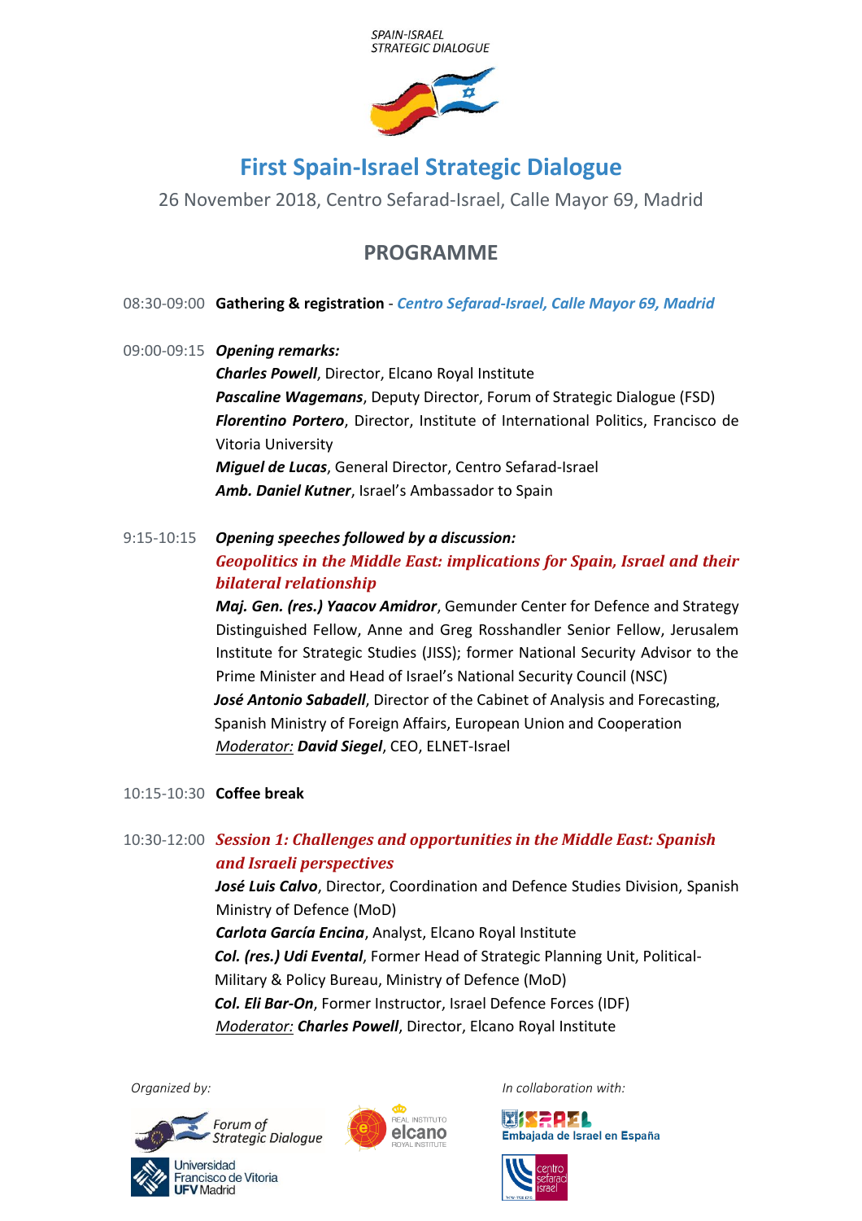SPAIN-ISRAEL
STRATEGIC DIALOGUE

# First Spain-Israel Strategic Dialogue

26 November 2018, Centro Sefarad-Israel, Calle Mayor 69, Madrid

## PROGRAMME

08:30-09:00 **Gathering & registration** - ***Centro Sefarad-Israel, Calle Mayor 69, Madrid***

09:00-09:15 ***Opening remarks:***

***Charles Powell***, Director, Elcano Royal Institute
***Pascaline Wagemans***, Deputy Director, Forum of Strategic Dialogue (FSD)
***Florentino Portero***, Director, Institute of International Politics, Francisco de Vitoria University
***Miguel de Lucas***, General Director, Centro Sefarad-Israel
***Amb. Daniel Kutner***, Israel's Ambassador to Spain

9:15-10:15 ***Opening speeches followed by a discussion:***

***Geopolitics in the Middle East: implications for Spain, Israel and their bilateral relationship***

***Maj. Gen. (res.) Yaacov Amidror***, Gemunder Center for Defence and Strategy Distinguished Fellow, Anne and Greg Rosshandler Senior Fellow, Jerusalem Institute for Strategic Studies (JISS); former National Security Advisor to the Prime Minister and Head of Israel's National Security Council (NSC)
***José Antonio Sabadell***, Director of the Cabinet of Analysis and Forecasting, Spanish Ministry of Foreign Affairs, European Union and Cooperation
Moderator: ***David Siegel***, CEO, ELNET-Israel

10:15-10:30 **Coffee break**

10:30-12:00 ***Session 1: Challenges and opportunities in the Middle East: Spanish and Israeli perspectives***

***José Luis Calvo***, Director, Coordination and Defence Studies Division, Spanish Ministry of Defence (MoD)
***Carlota García Encina***, Analyst, Elcano Royal Institute
***Col. (res.) Udi Evental***, Former Head of Strategic Planning Unit, Political-Military & Policy Bureau, Ministry of Defence (MoD)
***Col. Eli Bar-On***, Former Instructor, Israel Defence Forces (IDF)
Moderator: ***Charles Powell***, Director, Elcano Royal Institute

*Organized by:*

Forum of Strategic Dialogue
Real Instituto Elcano Royal Institute
Universidad Francisco de Vitoria UFV Madrid

*In collaboration with:*

Embajada de Israel en España
centro sefarad israel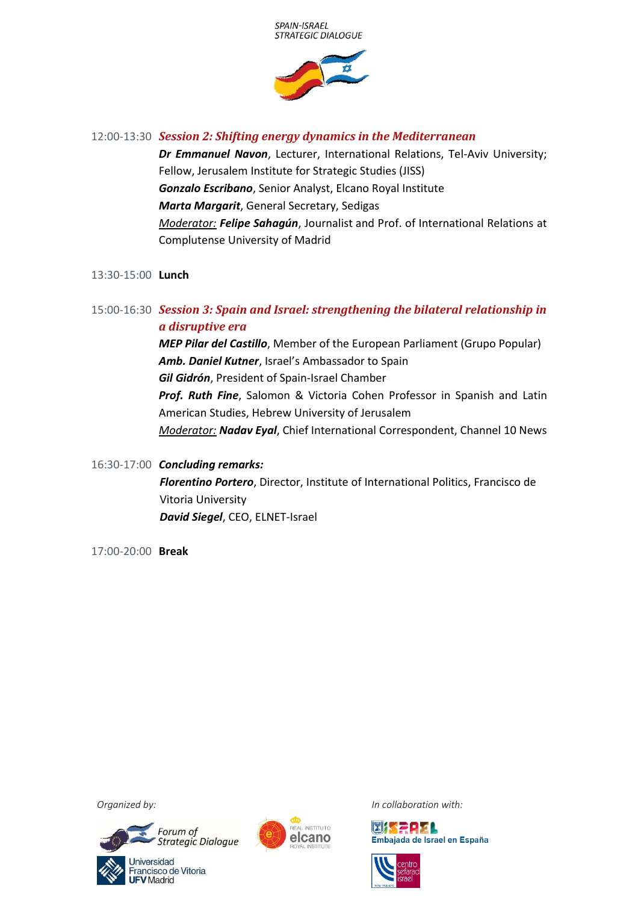SPAIN-ISRAEL
STRATEGIC DIALOGUE

12:00-13:30 ***Session 2: Shifting energy dynamics in the Mediterranean***

***Dr Emmanuel Navon***, Lecturer, International Relations, Tel-Aviv University; Fellow, Jerusalem Institute for Strategic Studies (JISS)
***Gonzalo Escribano***, Senior Analyst, Elcano Royal Institute
***Marta Margarit***, General Secretary, Sedigas
*Moderator:* ***Felipe Sahagún***, Journalist and Prof. of International Relations at Complutense University of Madrid

13:30-15:00 **Lunch**

15:00-16:30 ***Session 3: Spain and Israel: strengthening the bilateral relationship in a disruptive era***

***MEP Pilar del Castillo***, Member of the European Parliament (Grupo Popular)
***Amb. Daniel Kutner***, Israel's Ambassador to Spain
***Gil Gidrón***, President of Spain-Israel Chamber
***Prof. Ruth Fine***, Salomon & Victoria Cohen Professor in Spanish and Latin American Studies, Hebrew University of Jerusalem
*Moderator:* ***Nadav Eyal***, Chief International Correspondent, Channel 10 News

16:30-17:00 ***Concluding remarks:***

***Florentino Portero***, Director, Institute of International Politics, Francisco de Vitoria University
***David Siegel***, CEO, ELNET-Israel

17:00-20:00 **Break**

*Organized by:*

Forum of Strategic Dialogue

Universidad Francisco de Vitoria UFV Madrid

Real Instituto elcano Royal Institute

*In collaboration with:*

Israel Embajada de Israel en España

centro sefarad israel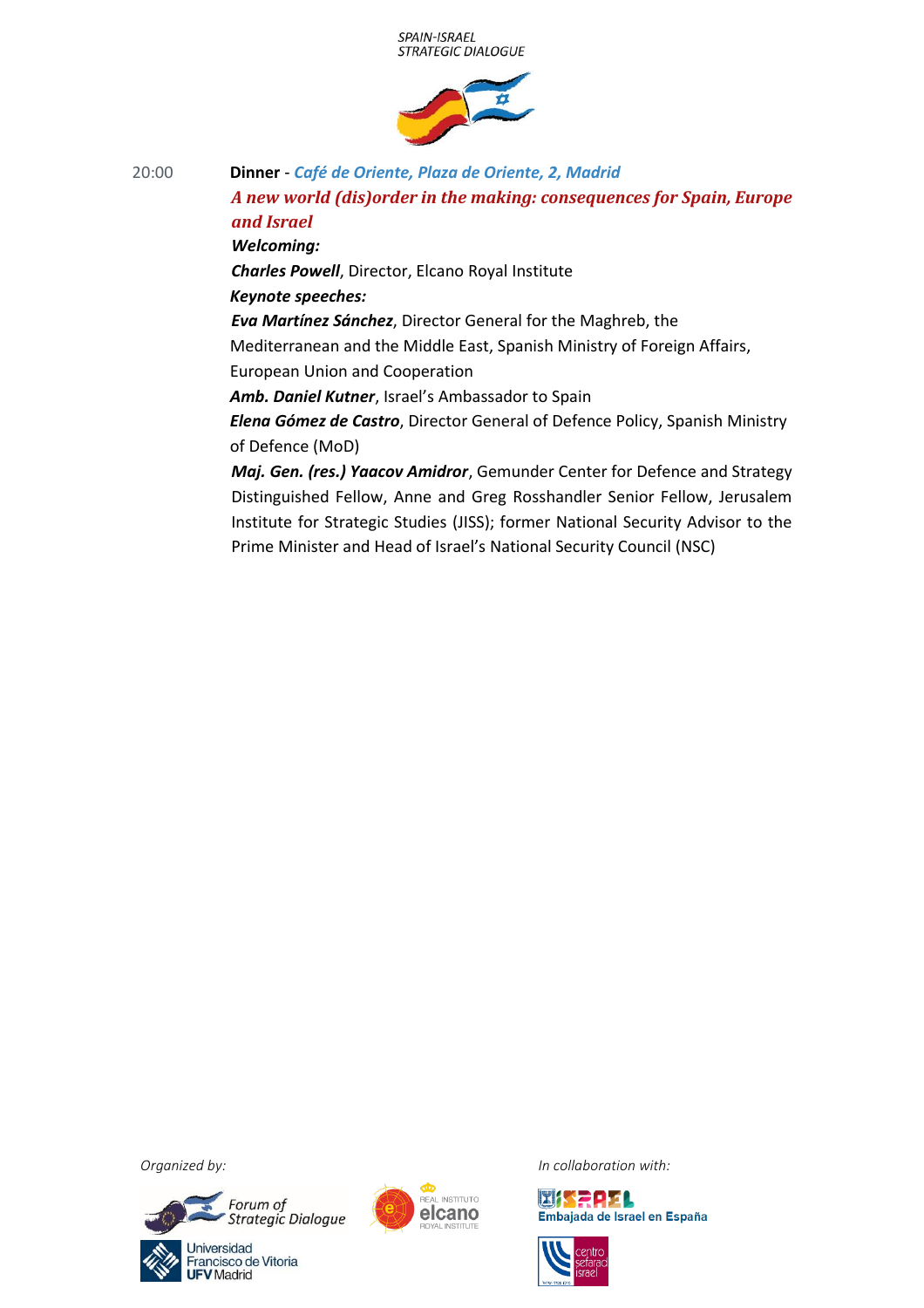20:00 **Dinner** - ***Café de Oriente, Plaza de Oriente, 2, Madrid***

***A new world (dis)order in the making: consequences for Spain, Europe and Israel***

***Welcoming:***

***Charles Powell***, Director, Elcano Royal Institute

***Keynote speeches:***

***Eva Martínez Sánchez***, Director General for the Maghreb, the Mediterranean and the Middle East, Spanish Ministry of Foreign Affairs, European Union and Cooperation

***Amb. Daniel Kutner***, Israel's Ambassador to Spain

***Elena Gómez de Castro***, Director General of Defence Policy, Spanish Ministry of Defence (MoD)

***Maj. Gen. (res.) Yaacov Amidror***, Gemunder Center for Defence and Strategy Distinguished Fellow, Anne and Greg Rosshandler Senior Fellow, Jerusalem Institute for Strategic Studies (JISS); former National Security Advisor to the Prime Minister and Head of Israel's National Security Council (NSC)

*Organized by:*

Forum of Strategic Dialogue

Real Instituto Elcano Royal Institute

Universidad Francisco de Vitoria UFV Madrid

*In collaboration with:*

Embajada de Israel en España

centro sefarad israel